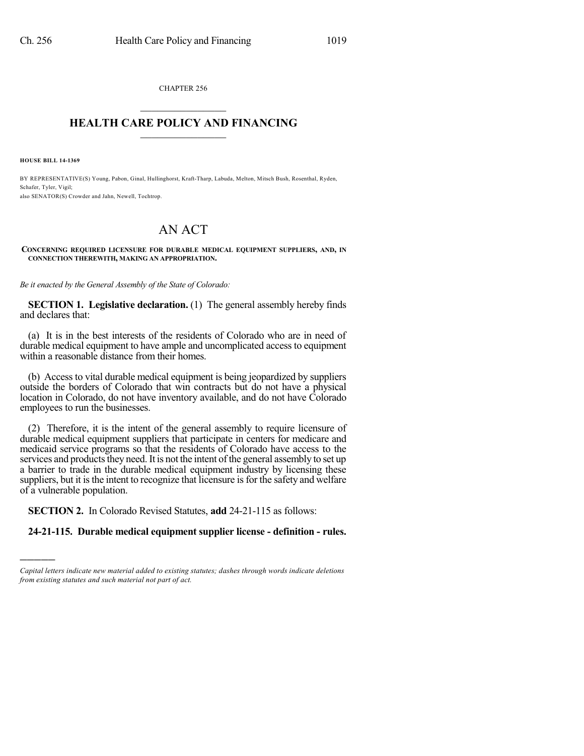CHAPTER 256

# HEALTH CARE POLICY AND FINANCING

**HOUSE BILL 14-1369**

BY REPRESENTATIVE(S) Young, Pabon, Ginal, Hullinghorst, Kraft-Tharp, Labuda, Melton, Mitsch Bush, Rosenthal, Ryden, Schafer, Tyler, Vigil;
also SENATOR(S) Crowder and Jahn, Newell, Tochtrop.

# AN ACT

**CONCERNING REQUIRED LICENSURE FOR DURABLE MEDICAL EQUIPMENT SUPPLIERS, AND, IN CONNECTION THEREWITH, MAKING AN APPROPRIATION.**

*Be it enacted by the General Assembly of the State of Colorado:*

**SECTION 1. Legislative declaration.** (1) The general assembly hereby finds and declares that:

(a) It is in the best interests of the residents of Colorado who are in need of durable medical equipment to have ample and uncomplicated access to equipment within a reasonable distance from their homes.

(b) Access to vital durable medical equipment is being jeopardized by suppliers outside the borders of Colorado that win contracts but do not have a physical location in Colorado, do not have inventory available, and do not have Colorado employees to run the businesses.

(2) Therefore, it is the intent of the general assembly to require licensure of durable medical equipment suppliers that participate in centers for medicare and medicaid service programs so that the residents of Colorado have access to the services and products they need. It is not the intent of the general assembly to set up a barrier to trade in the durable medical equipment industry by licensing these suppliers, but it is the intent to recognize that licensure is for the safety and welfare of a vulnerable population.

**SECTION 2.** In Colorado Revised Statutes, **add** 24-21-115 as follows:

**24-21-115. Durable medical equipment supplier license - definition - rules.**

---

*Capital letters indicate new material added to existing statutes; dashes through words indicate deletions from existing statutes and such material not part of act.*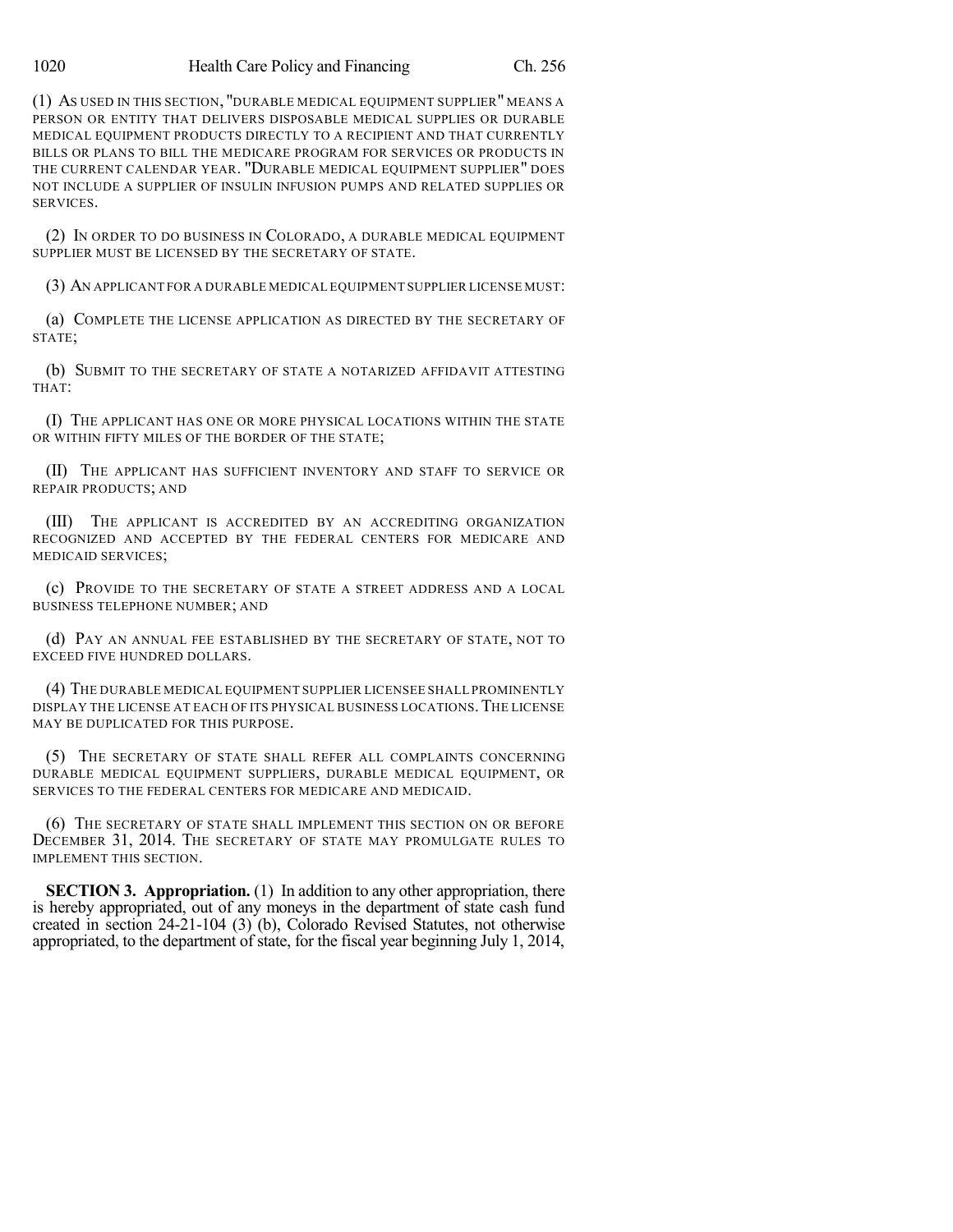(1) AS USED IN THIS SECTION, "DURABLE MEDICAL EQUIPMENT SUPPLIER" MEANS A PERSON OR ENTITY THAT DELIVERS DISPOSABLE MEDICAL SUPPLIES OR DURABLE MEDICAL EQUIPMENT PRODUCTS DIRECTLY TO A RECIPIENT AND THAT CURRENTLY BILLS OR PLANS TO BILL THE MEDICARE PROGRAM FOR SERVICES OR PRODUCTS IN THE CURRENT CALENDAR YEAR. "DURABLE MEDICAL EQUIPMENT SUPPLIER" DOES NOT INCLUDE A SUPPLIER OF INSULIN INFUSION PUMPS AND RELATED SUPPLIES OR SERVICES.

(2) IN ORDER TO DO BUSINESS IN COLORADO, A DURABLE MEDICAL EQUIPMENT SUPPLIER MUST BE LICENSED BY THE SECRETARY OF STATE.

(3) AN APPLICANT FOR A DURABLE MEDICAL EQUIPMENT SUPPLIER LICENSE MUST:

(a) COMPLETE THE LICENSE APPLICATION AS DIRECTED BY THE SECRETARY OF STATE;

(b) SUBMIT TO THE SECRETARY OF STATE A NOTARIZED AFFIDAVIT ATTESTING THAT:

(I) THE APPLICANT HAS ONE OR MORE PHYSICAL LOCATIONS WITHIN THE STATE OR WITHIN FIFTY MILES OF THE BORDER OF THE STATE;

(II) THE APPLICANT HAS SUFFICIENT INVENTORY AND STAFF TO SERVICE OR REPAIR PRODUCTS; AND

(III) THE APPLICANT IS ACCREDITED BY AN ACCREDITING ORGANIZATION RECOGNIZED AND ACCEPTED BY THE FEDERAL CENTERS FOR MEDICARE AND MEDICAID SERVICES;

(c) PROVIDE TO THE SECRETARY OF STATE A STREET ADDRESS AND A LOCAL BUSINESS TELEPHONE NUMBER; AND

(d) PAY AN ANNUAL FEE ESTABLISHED BY THE SECRETARY OF STATE, NOT TO EXCEED FIVE HUNDRED DOLLARS.

(4) THE DURABLE MEDICAL EQUIPMENT SUPPLIER LICENSEE SHALL PROMINENTLY DISPLAY THE LICENSE AT EACH OF ITS PHYSICAL BUSINESS LOCATIONS. THE LICENSE MAY BE DUPLICATED FOR THIS PURPOSE.

(5) THE SECRETARY OF STATE SHALL REFER ALL COMPLAINTS CONCERNING DURABLE MEDICAL EQUIPMENT SUPPLIERS, DURABLE MEDICAL EQUIPMENT, OR SERVICES TO THE FEDERAL CENTERS FOR MEDICARE AND MEDICAID.

(6) THE SECRETARY OF STATE SHALL IMPLEMENT THIS SECTION ON OR BEFORE DECEMBER 31, 2014. THE SECRETARY OF STATE MAY PROMULGATE RULES TO IMPLEMENT THIS SECTION.

**SECTION 3. Appropriation.** (1) In addition to any other appropriation, there is hereby appropriated, out of any moneys in the department of state cash fund created in section 24-21-104 (3) (b), Colorado Revised Statutes, not otherwise appropriated, to the department of state, for the fiscal year beginning July 1, 2014,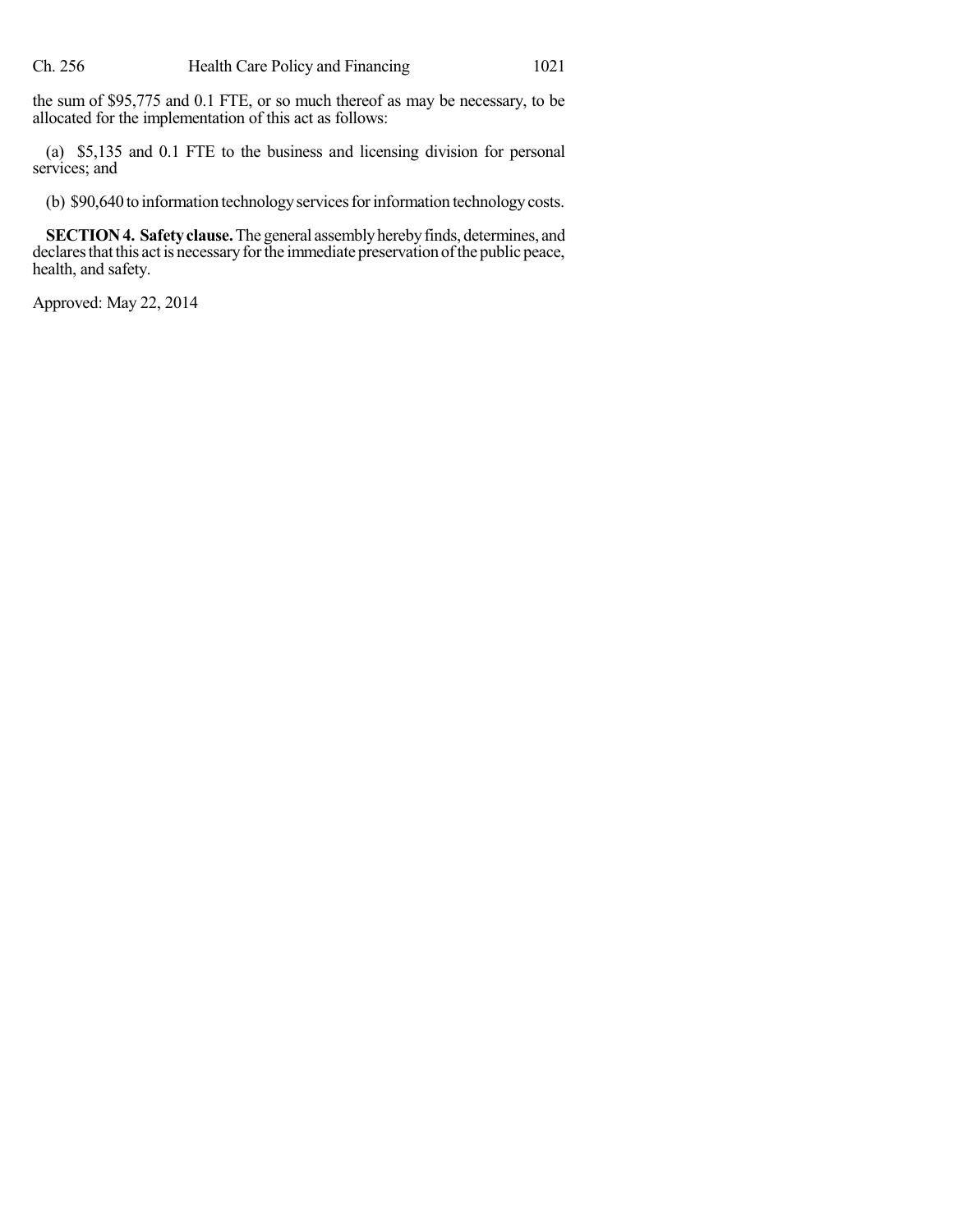the sum of $95,775 and 0.1 FTE, or so much thereof as may be necessary, to be allocated for the implementation of this act as follows:

(a) $5,135 and 0.1 FTE to the business and licensing division for personal services; and

(b) $90,640 to information technology services for information technology costs.

**SECTION 4. Safety clause.** The general assembly hereby finds, determines, and declares that this act is necessary for the immediate preservation of the public peace, health, and safety.

Approved: May 22, 2014